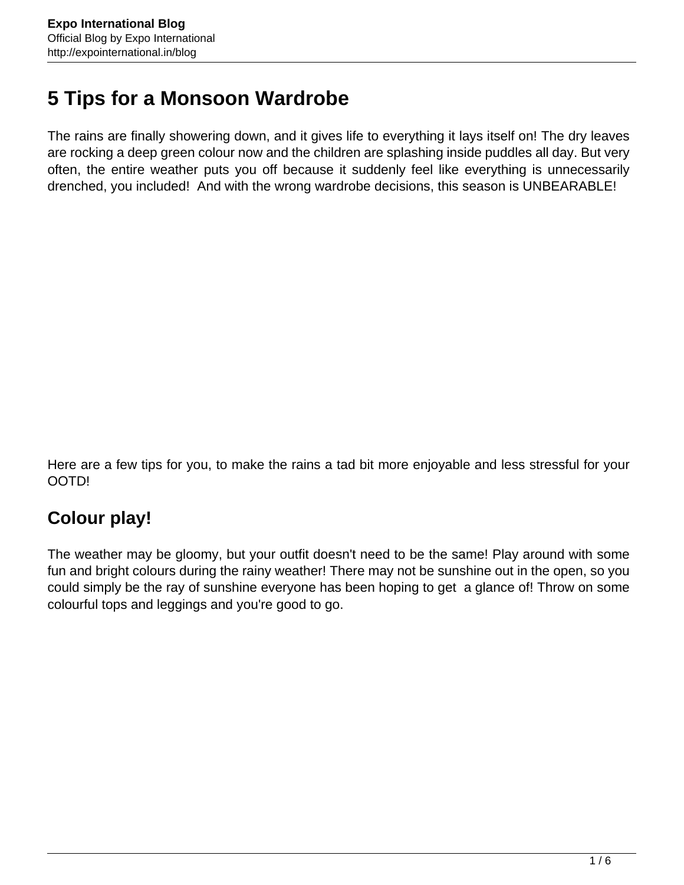# 5 Tips for a Monsoon Wardrobe

The rains are finally showering down, and it gives life to everything it lays itself on! The dry leaves are rocking a deep green colour now and the children are splashing inside puddles all day. But very often, the entire weather puts you off because it suddenly feel like everything is unnecessarily drenched, you included!  And with the wrong wardrobe decisions, this season is UNBEARABLE!

Here are a few tips for you, to make the rains a tad bit more enjoyable and less stressful for your OOTD!

## Colour play!

The weather may be gloomy, but your outfit doesn't need to be the same! Play around with some fun and bright colours during the rainy weather! There may not be sunshine out in the open, so you could simply be the ray of sunshine everyone has been hoping to get  a glance of! Throw on some colourful tops and leggings and you're good to go.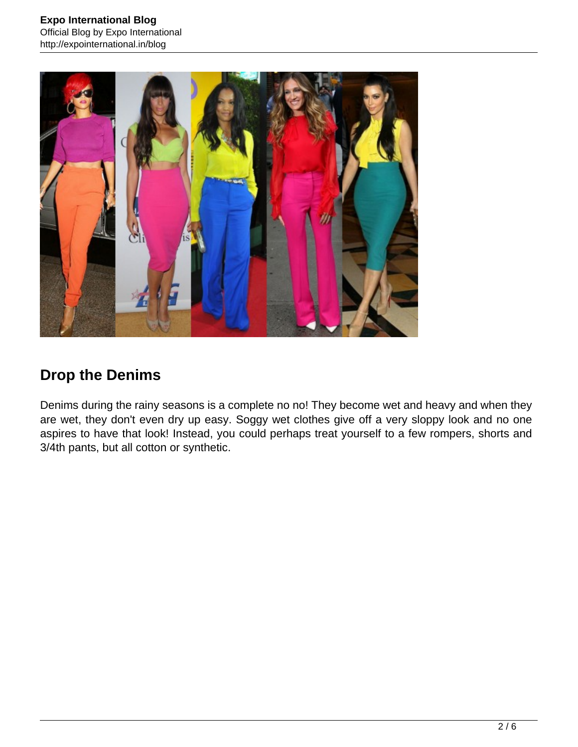## Drop the Denims

Denims during the rainy seasons is a complete no no! They become wet and heavy and when they are wet, they don't even dry up easy. Soggy wet clothes give off a very sloppy look and no one aspires to have that look! Instead, you could perhaps treat yourself to a few rompers, shorts and 3/4th pants, but all cotton or synthetic.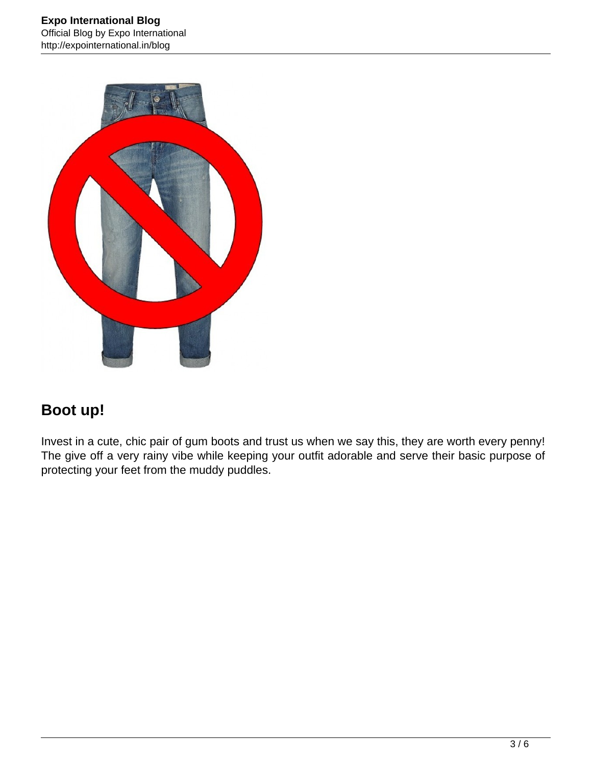## Boot up!

Invest in a cute, chic pair of gum boots and trust us when we say this, they are worth every penny! The give off a very rainy vibe while keeping your outfit adorable and serve their basic purpose of protecting your feet from the muddy puddles.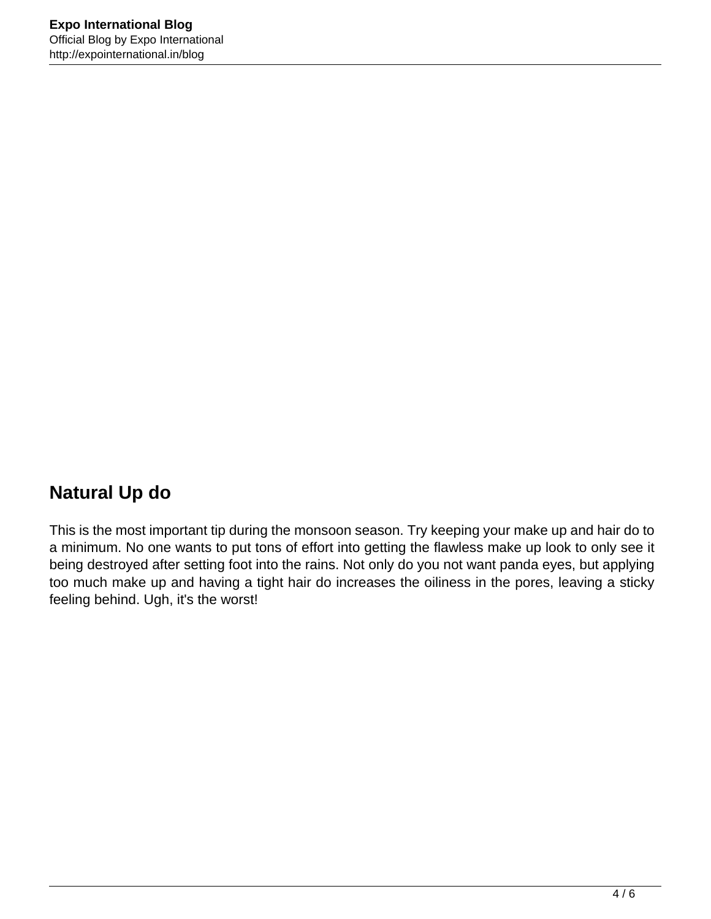## Natural Up do

This is the most important tip during the monsoon season. Try keeping your make up and hair do to a minimum. No one wants to put tons of effort into getting the flawless make up look to only see it being destroyed after setting foot into the rains. Not only do you not want panda eyes, but applying too much make up and having a tight hair do increases the oiliness in the pores, leaving a sticky feeling behind. Ugh, it's the worst!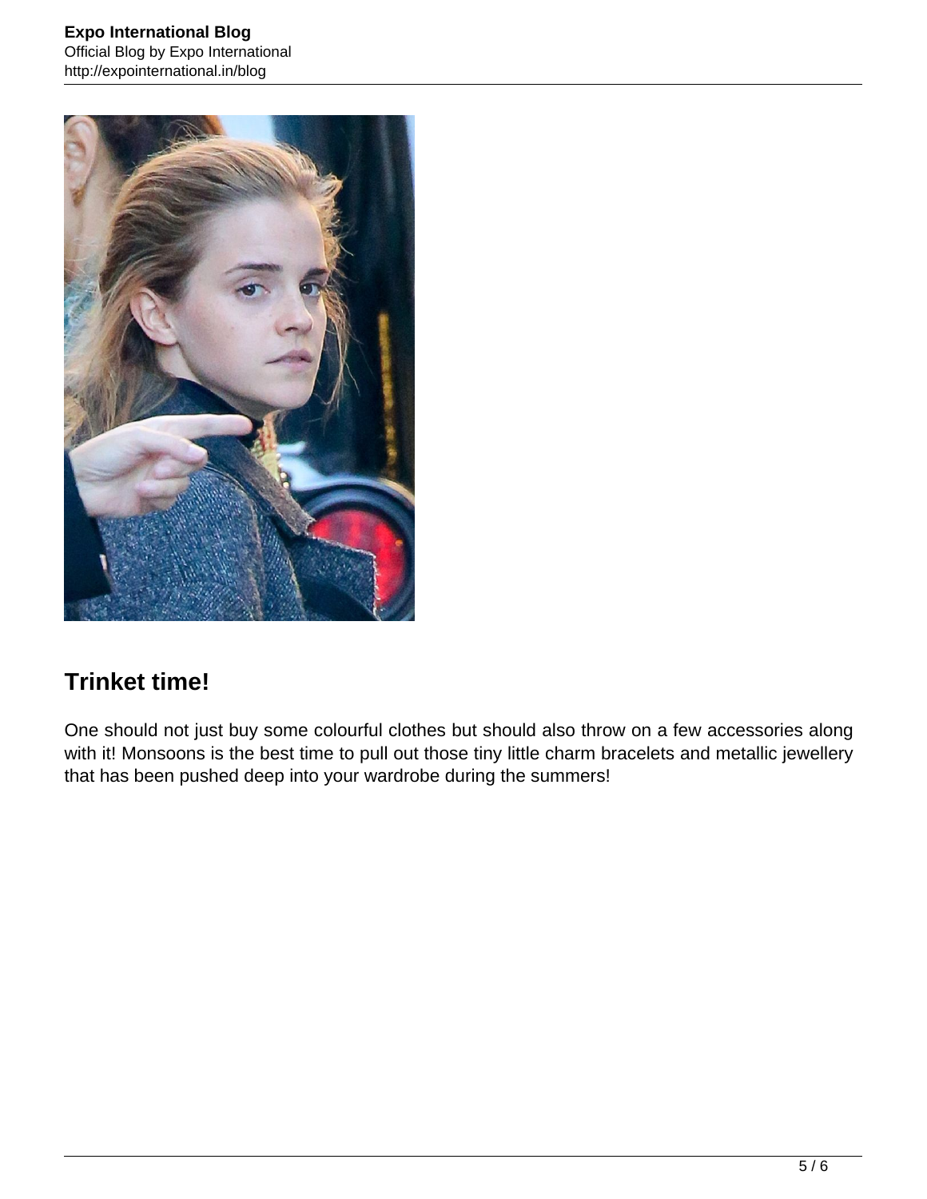## Trinket time!

One should not just buy some colourful clothes but should also throw on a few accessories along with it! Monsoons is the best time to pull out those tiny little charm bracelets and metallic jewellery that has been pushed deep into your wardrobe during the summers!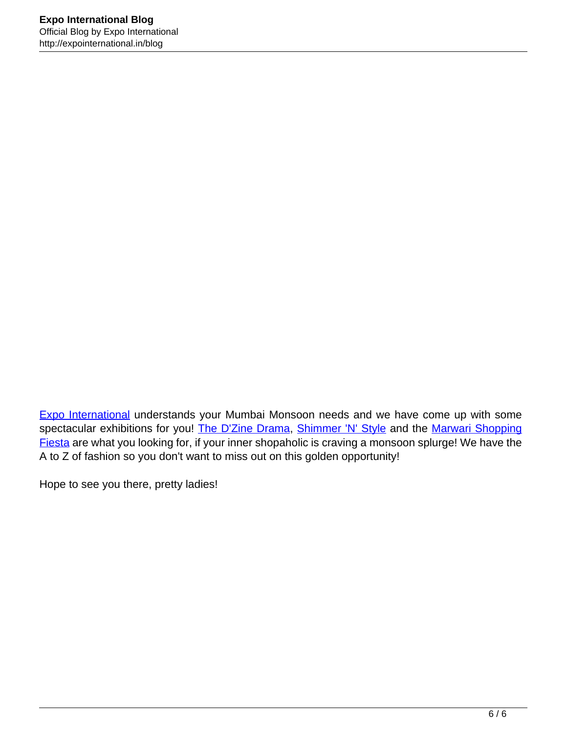Expo International understands your Mumbai Monsoon needs and we have come up with some spectacular exhibitions for you! The D'Zine Drama, Shimmer 'N' Style and the Marwari Shopping Fiesta are what you looking for, if your inner shopaholic is craving a monsoon splurge! We have the A to Z of fashion so you don't want to miss out on this golden opportunity!

Hope to see you there, pretty ladies!